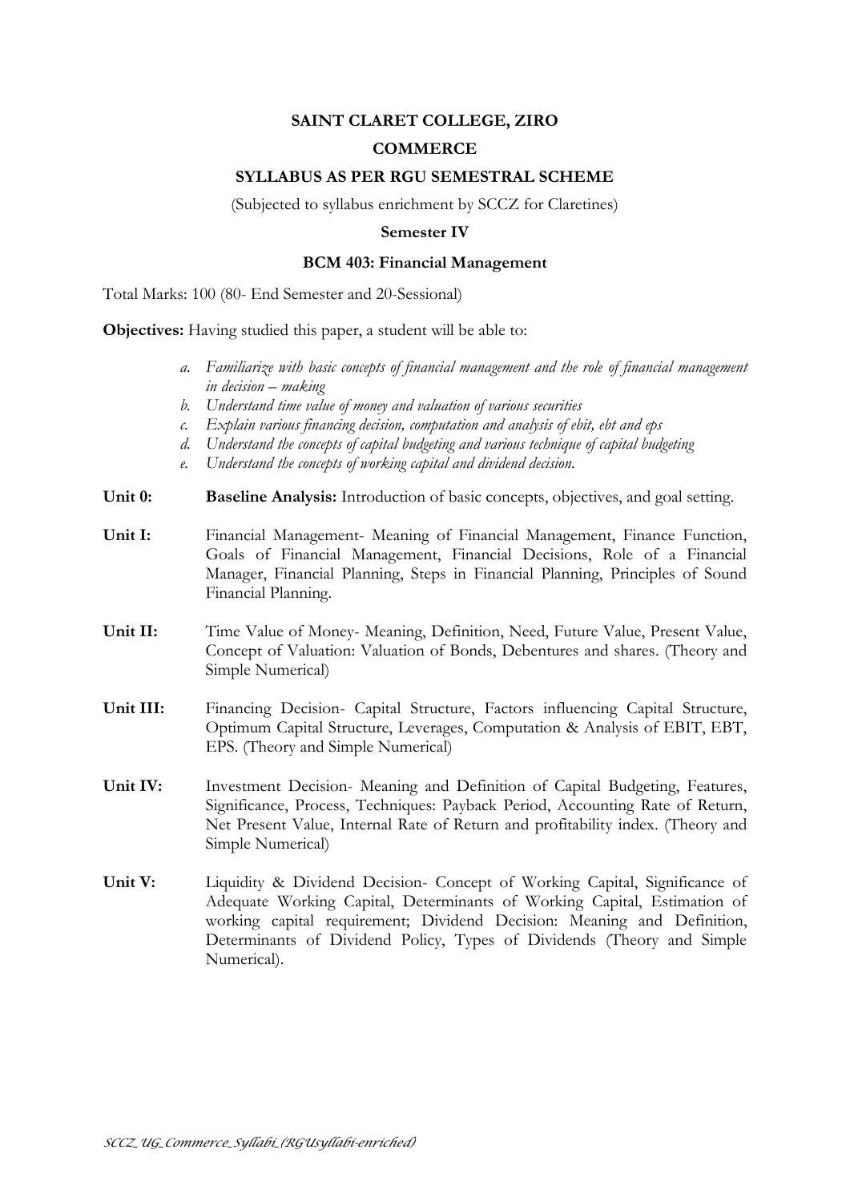**SAINT CLARET COLLEGE, ZIRO**

**COMMERCE**

**SYLLABUS AS PER RGU SEMESTRAL SCHEME**

(Subjected to syllabus enrichment by SCCZ for Claretines)

**Semester IV**

**BCM 403: Financial Management**

Total Marks: 100 (80- End Semester and 20-Sessional)

**Objectives:** Having studied this paper, a student will be able to:

a. *Familiarize with basic concepts of financial management and the role of financial management in decision – making*
b. *Understand time value of money and valuation of various securities*
c. *Explain various financing decision, computation and analysis of ebit, ebt and eps*
d. *Understand the concepts of capital budgeting and various technique of capital budgeting*
e. *Understand the concepts of working capital and dividend decision.*

**Unit 0:** **Baseline Analysis:** Introduction of basic concepts, objectives, and goal setting.

**Unit I:** Financial Management- Meaning of Financial Management, Finance Function, Goals of Financial Management, Financial Decisions, Role of a Financial Manager, Financial Planning, Steps in Financial Planning, Principles of Sound Financial Planning.

**Unit II:** Time Value of Money- Meaning, Definition, Need, Future Value, Present Value, Concept of Valuation: Valuation of Bonds, Debentures and shares. (Theory and Simple Numerical)

**Unit III:** Financing Decision- Capital Structure, Factors influencing Capital Structure, Optimum Capital Structure, Leverages, Computation & Analysis of EBIT, EBT, EPS. (Theory and Simple Numerical)

**Unit IV:** Investment Decision- Meaning and Definition of Capital Budgeting, Features, Significance, Process, Techniques: Payback Period, Accounting Rate of Return, Net Present Value, Internal Rate of Return and profitability index. (Theory and Simple Numerical)

**Unit V:** Liquidity & Dividend Decision- Concept of Working Capital, Significance of Adequate Working Capital, Determinants of Working Capital, Estimation of working capital requirement; Dividend Decision: Meaning and Definition, Determinants of Dividend Policy, Types of Dividends (Theory and Simple Numerical).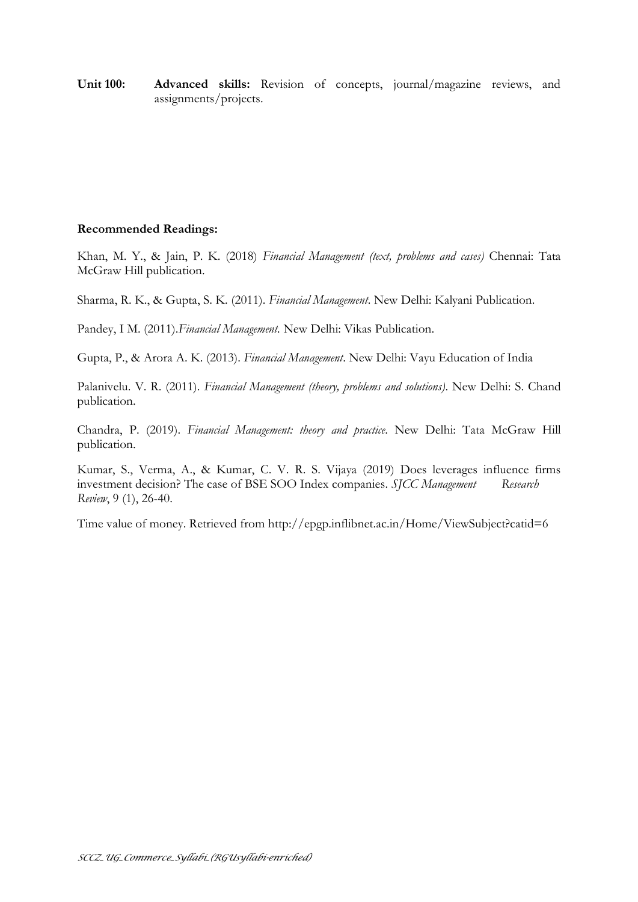**Unit 100:** **Advanced skills:** Revision of concepts, journal/magazine reviews, and assignments/projects.

**Recommended Readings:**

Khan, M. Y., & Jain, P. K. (2018) *Financial Management (text, problems and cases)* Chennai: Tata McGraw Hill publication.

Sharma, R. K., & Gupta, S. K. (2011). *Financial Management*. New Delhi: Kalyani Publication.

Pandey, I M. (2011).*Financial Management.* New Delhi: Vikas Publication.

Gupta, P., & Arora A. K. (2013). *Financial Management*. New Delhi: Vayu Education of India

Palanivelu. V. R. (2011). *Financial Management (theory, problems and solutions)*. New Delhi: S. Chand publication.

Chandra, P. (2019). *Financial Management: theory and practice*. New Delhi: Tata McGraw Hill publication.

Kumar, S., Verma, A., & Kumar, C. V. R. S. Vijaya (2019) Does leverages influence firms investment decision? The case of BSE SOO Index companies. *SJCC Management Research Review*, 9 (1), 26-40.

Time value of money. Retrieved from http://epgp.inflibnet.ac.in/Home/ViewSubject?catid=6